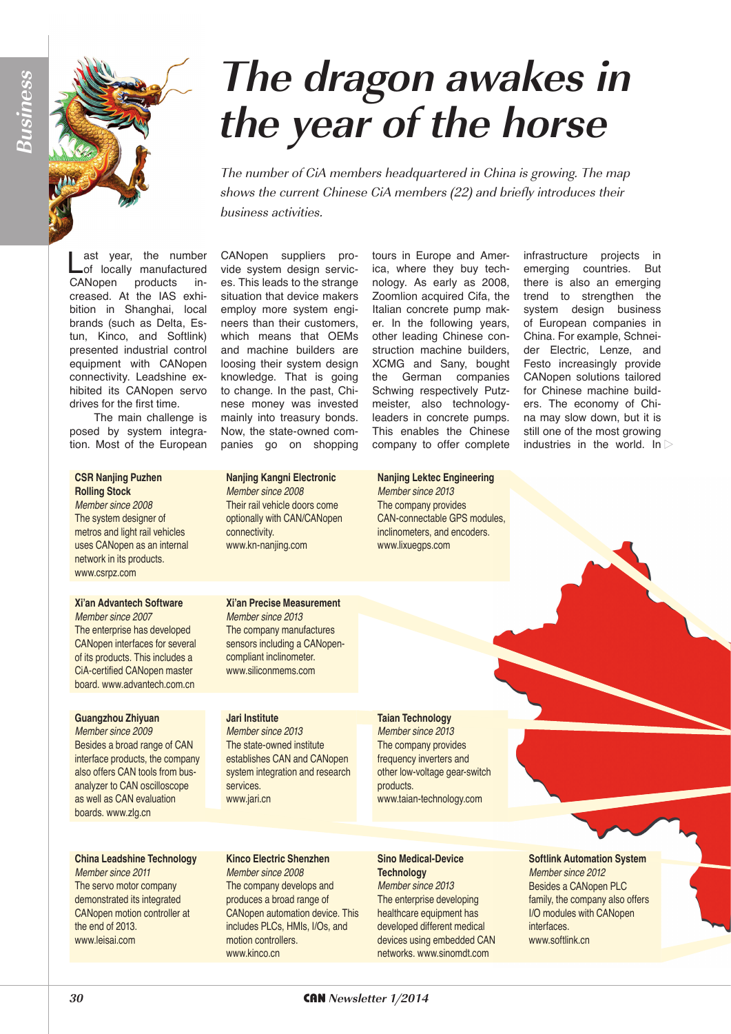# The dragon awakes in the year of the horse

*The number of CiA members headquartered in China is growing. The map shows the current Chinese CiA members (22) and briefly introduces their business activities.*

Last year, the number of locally manufactured CANopen products increased. At the IAS exhibition in Shanghai, local brands (such as Delta, Estun, Kinco, and Softlink) presented industrial control equipment with CANopen connectivity. Leadshine exhibited its CANopen servo drives for the first time.

The main challenge is posed by system integration. Most of the European CANopen suppliers provide system design services. This leads to the strange situation that device makers employ more system engineers than their customers, which means that OEMs and machine builders are loosing their system design knowledge. That is going to change. In the past, Chinese money was invested mainly into treasury bonds. Now, the state-owned companies go on shopping tours in Europe and America, where they buy technology. As early as 2008, Zoomlion acquired Cifa, the Italian concrete pump maker. In the following years, other leading Chinese construction machine builders, XCMG and Sany, bought the German companies Schwing respectively Putzmeister, also technology-leaders in concrete pumps. This enables the Chinese company to offer complete infrastructure projects in emerging countries. But there is also an emerging trend to strengthen the system design business of European companies in China. For example, Schneider Electric, Lenze, and Festo increasingly provide CANopen solutions tailored for Chinese machine builders. The economy of China may slow down, but it is still one of the most growing industries in the world. In

**CSR Nanjing Puzhen Rolling Stock**
*Member since 2008*
The system designer of metros and light rail vehicles uses CANopen as an internal network in its products.
www.csrpz.com

**Nanjing Kangni Electronic**
*Member since 2008*
Their rail vehicle doors come optionally with CAN/CANopen connectivity.
www.kn-nanjing.com

**Nanjing Lektec Engineering**
*Member since 2013*
The company provides CAN-connectable GPS modules, inclinometers, and encoders.
www.lixuegps.com

**Xi'an Advantech Software**
*Member since 2007*
The enterprise has developed CANopen interfaces for several of its products. This includes a CiA-certified CANopen master board. www.advantech.com.cn

**Xi'an Precise Measurement**
*Member since 2013*
The company manufactures sensors including a CANopen-compliant inclinometer.
www.siliconmems.com

**Guangzhou Zhiyuan**
*Member since 2009*
Besides a broad range of CAN interface products, the company also offers CAN tools from bus-analyzer to CAN oscilloscope as well as CAN evaluation boards. www.zlg.cn

**Jari Institute**
*Member since 2013*
The state-owned institute establishes CAN and CANopen system integration and research services.
www.jari.cn

**Taian Technology**
*Member since 2013*
The company provides frequency inverters and other low-voltage gear-switch products.
www.taian-technology.com

**China Leadshine Technology**
*Member since 2011*
The servo motor company demonstrated its integrated CANopen motion controller at the end of 2013.
www.leisai.com

**Kinco Electric Shenzhen**
*Member since 2008*
The company develops and produces a broad range of CANopen automation device. This includes PLCs, HMIs, I/Os, and motion controllers.
www.kinco.cn

**Sino Medical-Device Technology**
*Member since 2013*
The enterprise developing healthcare equipment has developed different medical devices using embedded CAN networks. www.sinomdt.com

**Softlink Automation System**
*Member since 2012*
Besides a CANopen PLC family, the company also offers I/O modules with CANopen interfaces.
www.softlink.cn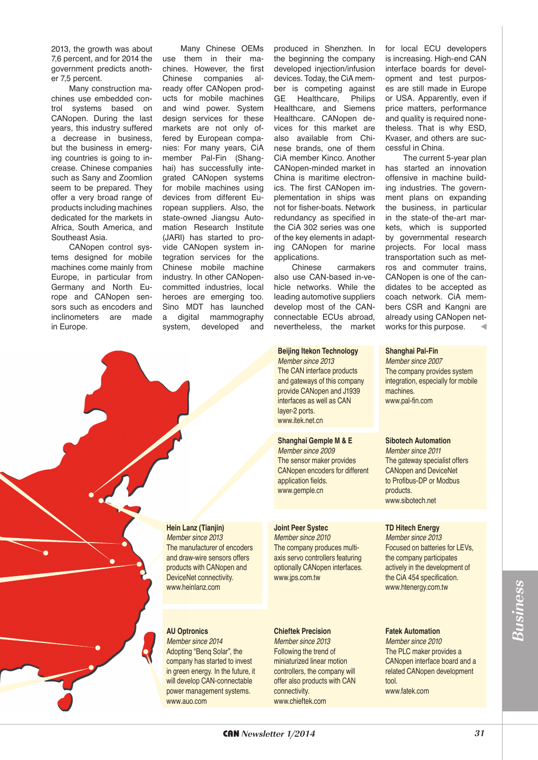2013, the growth was about 7,6 percent, and for 2014 the government predicts another 7,5 percent.

Many construction machines use embedded control systems based on CANopen. During the last years, this industry suffered a decrease in business, but the business in emerging countries is going to increase. Chinese companies such as Sany and Zoomlion seem to be prepared. They offer a very broad range of products including machines dedicated for the markets in Africa, South America, and Southeast Asia.

CANopen control systems designed for mobile machines come mainly from Europe, in particular from Germany and North Europe and CANopen sensors such as encoders and inclinometers are made in Europe.

Many Chinese OEMs use them in their machines. However, the first Chinese companies already offer CANopen products for mobile machines and wind power. System design services for these markets are not only offered by European companies: For many years, CiA member Pal-Fin (Shanghai) has successfully integrated CANopen systems for mobile machines using devices from different European suppliers. Also, the state-owned Jiangsu Automation Research Institute (JARI) has started to provide CANopen system integration services for the Chinese mobile machine industry. In other CANopen-committed industries, local heroes are emerging too. Sino MDT has launched a digital mammography system, developed and produced in Shenzhen. In the beginning the company developed injection/infusion devices. Today, the CiA member is competing against GE Healthcare, Philips Healthcare, and Siemens Healthcare. CANopen devices for this market are also available from Chinese brands, one of them CiA member Kinco. Another CANopen-minded market in China is maritime electronics. The first CANopen implementation in ships was not for fisher-boats. Network redundancy as specified in the CiA 302 series was one of the key elements in adapting CANopen for marine applications.

Chinese carmakers also use CAN-based in-vehicle networks. While the leading automotive suppliers develop most of the CAN-connectable ECUs abroad, nevertheless, the market for local ECU developers is increasing. High-end CAN interface boards for development and test purposes are still made in Europe or USA. Apparently, even if price matters, performance and quality is required nonetheless. That is why ESD, Kvaser, and others are successful in China.

The current 5-year plan has started an innovation offensive in machine building industries. The government plans on expanding the business, in particular in the state-of the-art markets, which is supported by governmental research projects. For local mass transportation such as metros and commuter trains, CANopen is one of the candidates to be accepted as coach network. CiA members CSR and Kangni are already using CANopen networks for this purpose.

**Beijing Itekon Technology**
*Member since 2013*
The CAN interface products and gateways of this company provide CANopen and J1939 interfaces as well as CAN layer-2 ports.
www.itek.net.cn

**Shanghai Pal-Fin**
*Member since 2007*
The company provides system integration, especially for mobile machines.
www.pal-fin.com

**Shanghai Gemple M & E**
*Member since 2009*
The sensor maker provides CANopen encoders for different application fields.
www.gemple.cn

**Sibotech Automation**
*Member since 2011*
The gateway specialist offers CANopen and DeviceNet to Profibus-DP or Modbus products.
www.sibotech.net

**Hein Lanz (Tianjin)**
*Member since 2013*
The manufacturer of encoders and draw-wire sensors offers products with CANopen and DeviceNet connectivity.
www.heinlanz.com

**Joint Peer Systec**
*Member since 2010*
The company produces multi-axis servo controllers featuring optionally CANopen interfaces.
www.jps.com.tw

**TD Hitech Energy**
*Member since 2013*
Focused on batteries for LEVs, the company participates actively in the development of the CiA 454 specification.
www.htenergy.com.tw

**AU Optronics**
*Member since 2014*
Adopting "Benq Solar", the company has started to invest in green energy. In the future, it will develop CAN-connectable power management systems.
www.auo.com

**Chieftek Precision**
*Member since 2013*
Following the trend of miniaturized linear motion controllers, the company will offer also products with CAN connectivity.
www.chieftek.com

**Fatek Automation**
*Member since 2010*
The PLC maker provides a CANopen interface board and a related CANopen development tool.
www.fatek.com